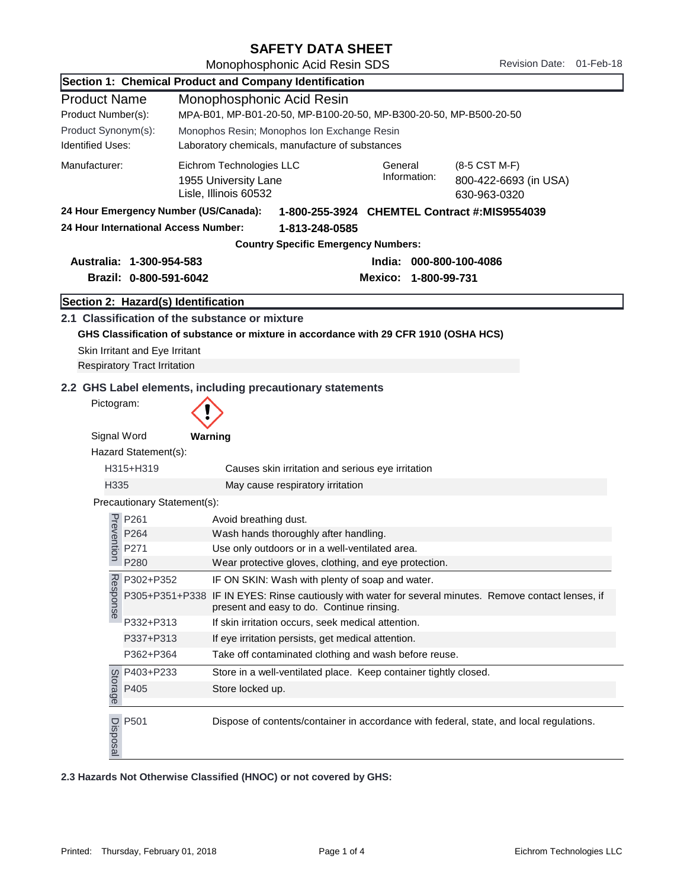# SAFETY DATA SHEET

Monophosphonic Acid Resin SDS

Revision Date: 01-Feb-18

## Section 1: Chemical Product and Company Identification

| | |
|---|---|
| **Product Name** | **Monophosphonic Acid Resin** |
| Product Number(s): | MPA-B01, MP-B01-20-50, MP-B100-20-50, MP-B300-20-50, MP-B500-20-50 |
| Product Synonym(s): | Monophos Resin; Monophos Ion Exchange Resin |
| Identified Uses: | Laboratory chemicals, manufacture of substances |

| | | | |
|---|---|---|---|
| Manufacturer: | Eichrom Technologies LLC<br>1955 University Lane<br>Lisle, Illinois 60532 | General Information: | (8-5 CST M-F)<br>800-422-6693 (in USA)<br>630-963-0320 |

**24 Hour Emergency Number (US/Canada):** **1-800-255-3924 CHEMTEL Contract #:MIS9554039**

**24 Hour International Access Number:** **1-813-248-0585**

**Country Specific Emergency Numbers:**

| | | | |
|---|---|---|---|
| **Australia:** | **1-300-954-583** | **India:** | **000-800-100-4086** |
| **Brazil:** | **0-800-591-6042** | **Mexico:** | **1-800-99-731** |

## Section 2: Hazard(s) Identification

### 2.1 Classification of the substance or mixture

**GHS Classification of substance or mixture in accordance with 29 CFR 1910 (OSHA HCS)**

Skin Irritant and Eye Irritant

Respiratory Tract Irritation

### 2.2 GHS Label elements, including precautionary statements

Pictogram: (exclamation mark)

Signal Word **Warning**

Hazard Statement(s):

| | |
|---|---|
| H315+H319 | Causes skin irritation and serious eye irritation |
| H335 | May cause respiratory irritation |

Precautionary Statement(s):

| | Code | Statement |
|---|---|---|
| Prevention | P261 | Avoid breathing dust. |
| | P264 | Wash hands thoroughly after handling. |
| | P271 | Use only outdoors or in a well-ventilated area. |
| | P280 | Wear protective gloves, clothing, and eye protection. |
| Response | P302+P352 | IF ON SKIN: Wash with plenty of soap and water. |
| | P305+P351+P338 | IF IN EYES: Rinse cautiously with water for several minutes. Remove contact lenses, if present and easy to do. Continue rinsing. |
| | P332+P313 | If skin irritation occurs, seek medical attention. |
| | P337+P313 | If eye irritation persists, get medical attention. |
| | P362+P364 | Take off contaminated clothing and wash before reuse. |
| Storage | P403+P233 | Store in a well-ventilated place. Keep container tightly closed. |
| | P405 | Store locked up. |
| Disposal | P501 | Dispose of contents/container in accordance with federal, state, and local regulations. |

**2.3 Hazards Not Otherwise Classified (HNOC) or not covered by GHS:**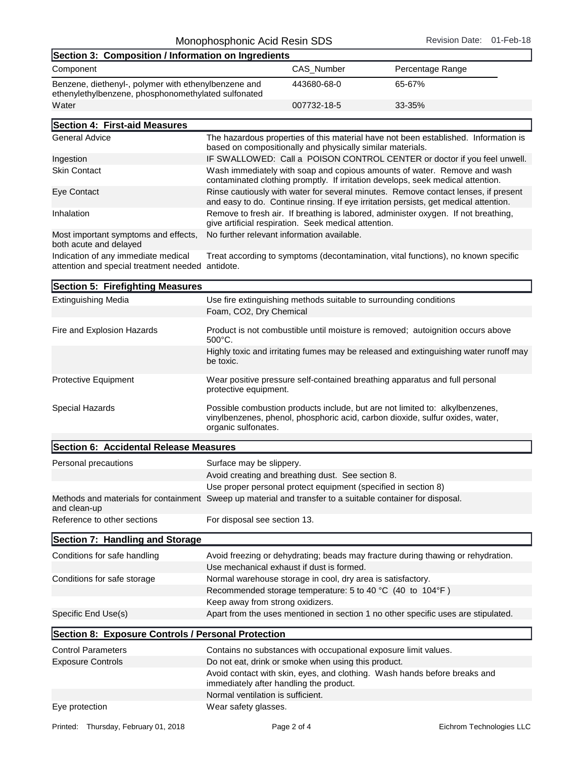## Section 3: Composition / Information on Ingredients

| Component | CAS_Number | Percentage Range |
|---|---|---|
| Benzene, diethenyl-, polymer with ethenylbenzene and ethenylethylbenzene, phosphonomethylated sulfonated | 443680-68-0 | 65-67% |
| Water | 007732-18-5 | 33-35% |

## Section 4: First-aid Measures

| | |
|---|---|
| General Advice | The hazardous properties of this material have not been established. Information is based on compositionally and physically similar materials. |
| Ingestion | IF SWALLOWED: Call a POISON CONTROL CENTER or doctor if you feel unwell. |
| Skin Contact | Wash immediately with soap and copious amounts of water. Remove and wash contaminated clothing promptly. If irritation develops, seek medical attention. |
| Eye Contact | Rinse cautiously with water for several minutes. Remove contact lenses, if present and easy to do. Continue rinsing. If eye irritation persists, get medical attention. |
| Inhalation | Remove to fresh air. If breathing is labored, administer oxygen. If not breathing, give artificial respiration. Seek medical attention. |
| Most important symptoms and effects, both acute and delayed | No further relevant information available. |
| Indication of any immediate medical attention and special treatment needed | Treat according to symptoms (decontamination, vital functions), no known specific antidote. |

## Section 5: Firefighting Measures

| | |
|---|---|
| Extinguishing Media | Use fire extinguishing methods suitable to surrounding conditions |
| | Foam, $CO_2$, Dry Chemical |
| Fire and Explosion Hazards | Product is not combustible until moisture is removed; autoignition occurs above 500°C. |
| | Highly toxic and irritating fumes may be released and extinguishing water runoff may be toxic. |
| Protective Equipment | Wear positive pressure self-contained breathing apparatus and full personal protective equipment. |
| Special Hazards | Possible combustion products include, but are not limited to: alkylbenzenes, vinylbenzenes, phenol, phosphoric acid, carbon dioxide, sulfur oxides, water, organic sulfonates. |

## Section 6: Accidental Release Measures

| | |
|---|---|
| Personal precautions | Surface may be slippery. |
| | Avoid creating and breathing dust. See section 8. |
| | Use proper personal protect equipment (specified in section 8) |
| Methods and materials for containment and clean-up | Sweep up material and transfer to a suitable container for disposal. |
| Reference to other sections | For disposal see section 13. |

## Section 7: Handling and Storage

| | |
|---|---|
| Conditions for safe handling | Avoid freezing or dehydrating; beads may fracture during thawing or rehydration. |
| | Use mechanical exhaust if dust is formed. |
| Conditions for safe storage | Normal warehouse storage in cool, dry area is satisfactory. |
| | Recommended storage temperature: 5 to 40 °C (40 to 104°F ) |
| | Keep away from strong oxidizers. |
| Specific End Use(s) | Apart from the uses mentioned in section 1 no other specific uses are stipulated. |

## Section 8: Exposure Controls / Personal Protection

| | |
|---|---|
| Control Parameters | Contains no substances with occupational exposure limit values. |
| Exposure Controls | Do not eat, drink or smoke when using this product. |
| | Avoid contact with skin, eyes, and clothing. Wash hands before breaks and immediately after handling the product. |
| | Normal ventilation is sufficient. |
| Eye protection | Wear safety glasses. |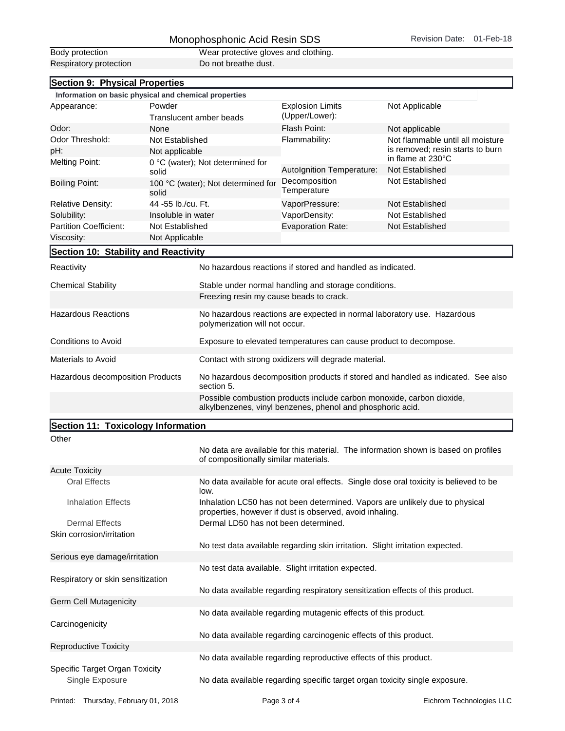| | |
|---|---|
| Body protection | Wear protective gloves and clothing. |
| Respiratory protection | Do not breathe dust. |

## Section 9: Physical Properties

**Information on basic physical and chemical properties**

| | | | |
|---|---|---|---|
| Appearance: | Powder<br>Translucent amber beads | Explosion Limits (Upper/Lower): | Not Applicable |
| Odor: | None | Flash Point: | Not applicable |
| Odor Threshold: | Not Established | Flammability: | Not flammable until all moisture is removed; resin starts to burn in flame at 230°C |
| pH: | Not applicable | | |
| Melting Point: | 0 °C (water); Not determined for solid | AutoIgnition Temperature: | Not Established |
| Boiling Point: | 100 °C (water); Not determined for solid | Decomposition Temperature | Not Established |
| Relative Density: | 44 -55 lb./cu. Ft. | VaporPressure: | Not Established |
| Solubility: | Insoluble in water | VaporDensity: | Not Established |
| Partition Coefficient: | Not Established | Evaporation Rate: | Not Established |
| Viscosity: | Not Applicable | | |

## Section 10: Stability and Reactivity

| | |
|---|---|
| Reactivity | No hazardous reactions if stored and handled as indicated. |
| Chemical Stability | Stable under normal handling and storage conditions. |
| | Freezing resin my cause beads to crack. |
| Hazardous Reactions | No hazardous reactions are expected in normal laboratory use. Hazardous polymerization will not occur. |
| Conditions to Avoid | Exposure to elevated temperatures can cause product to decompose. |
| Materials to Avoid | Contact with strong oxidizers will degrade material. |
| Hazardous decomposition Products | No hazardous decomposition products if stored and handled as indicated. See also section 5. |
| | Possible combustion products include carbon monoxide, carbon dioxide, alkylbenzenes, vinyl benzenes, phenol and phosphoric acid. |

## Section 11: Toxicology Information

| | |
|---|---|
| Other | |
| | No data are available for this material. The information shown is based on profiles of compositionally similar materials. |
| Acute Toxicity | |
| Oral Effects | No data available for acute oral effects. Single dose oral toxicity is believed to be low. |
| Inhalation Effects | Inhalation LC50 has not been determined. Vapors are unlikely due to physical properties, however if dust is observed, avoid inhaling. |
| Dermal Effects | Dermal LD50 has not been determined. |
| Skin corrosion/irritation | |
| | No test data available regarding skin irritation. Slight irritation expected. |
| Serious eye damage/irritation | |
| | No test data available. Slight irritation expected. |
| Respiratory or skin sensitization | |
| | No data available regarding respiratory sensitization effects of this product. |
| Germ Cell Mutagenicity | |
| | No data available regarding mutagenic effects of this product. |
| Carcinogenicity | |
| | No data available regarding carcinogenic effects of this product. |
| Reproductive Toxicity | |
| | No data available regarding reproductive effects of this product. |
| Specific Target Organ Toxicity | |
| Single Exposure | No data available regarding specific target organ toxicity single exposure. |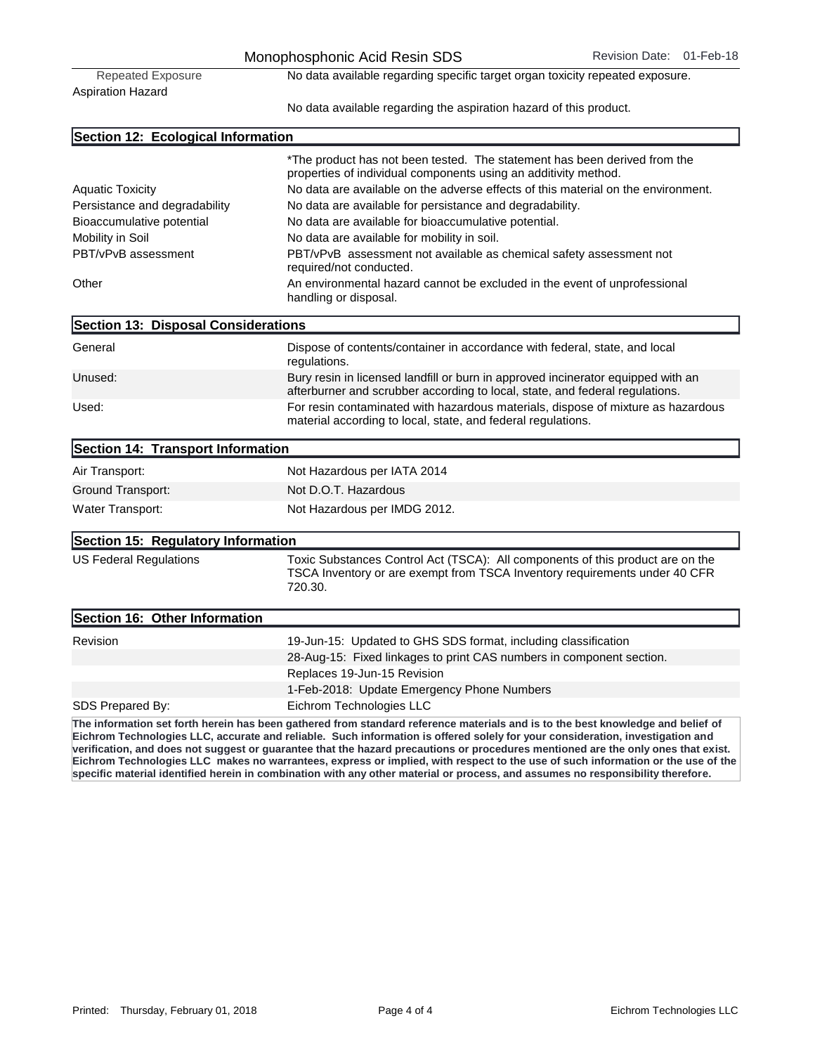| | |
|---|---|
| Repeated Exposure | No data available regarding specific target organ toxicity repeated exposure. |
| Aspiration Hazard | No data available regarding the aspiration hazard of this product. |

## Section 12: Ecological Information

| | |
|---|---|
| | *The product has not been tested. The statement has been derived from the properties of individual components using an additivity method. |
| Aquatic Toxicity | No data are available on the adverse effects of this material on the environment. |
| Persistance and degradability | No data are available for persistance and degradability. |
| Bioaccumulative potential | No data are available for bioaccumulative potential. |
| Mobility in Soil | No data are available for mobility in soil. |
| PBT/vPvB assessment | PBT/vPvB assessment not available as chemical safety assessment not required/not conducted. |
| Other | An environmental hazard cannot be excluded in the event of unprofessional handling or disposal. |

## Section 13: Disposal Considerations

| | |
|---|---|
| General | Dispose of contents/container in accordance with federal, state, and local regulations. |
| Unused: | Bury resin in licensed landfill or burn in approved incinerator equipped with an afterburner and scrubber according to local, state, and federal regulations. |
| Used: | For resin contaminated with hazardous materials, dispose of mixture as hazardous material according to local, state, and federal regulations. |

## Section 14: Transport Information

| | |
|---|---|
| Air Transport: | Not Hazardous per IATA 2014 |
| Ground Transport: | Not D.O.T. Hazardous |
| Water Transport: | Not Hazardous per IMDG 2012. |

## Section 15: Regulatory Information

| | |
|---|---|
| US Federal Regulations | Toxic Substances Control Act (TSCA): All components of this product are on the TSCA Inventory or are exempt from TSCA Inventory requirements under 40 CFR 720.30. |

## Section 16: Other Information

| | |
|---|---|
| Revision | 19-Jun-15: Updated to GHS SDS format, including classification |
| | 28-Aug-15: Fixed linkages to print CAS numbers in component section. |
| | Replaces 19-Jun-15 Revision |
| | 1-Feb-2018: Update Emergency Phone Numbers |
| SDS Prepared By: | Eichrom Technologies LLC |

**The information set forth herein has been gathered from standard reference materials and is to the best knowledge and belief of Eichrom Technologies LLC, accurate and reliable. Such information is offered solely for your consideration, investigation and verification, and does not suggest or guarantee that the hazard precautions or procedures mentioned are the only ones that exist. Eichrom Technologies LLC makes no warrantees, express or implied, with respect to the use of such information or the use of the specific material identified herein in combination with any other material or process, and assumes no responsibility therefore.**